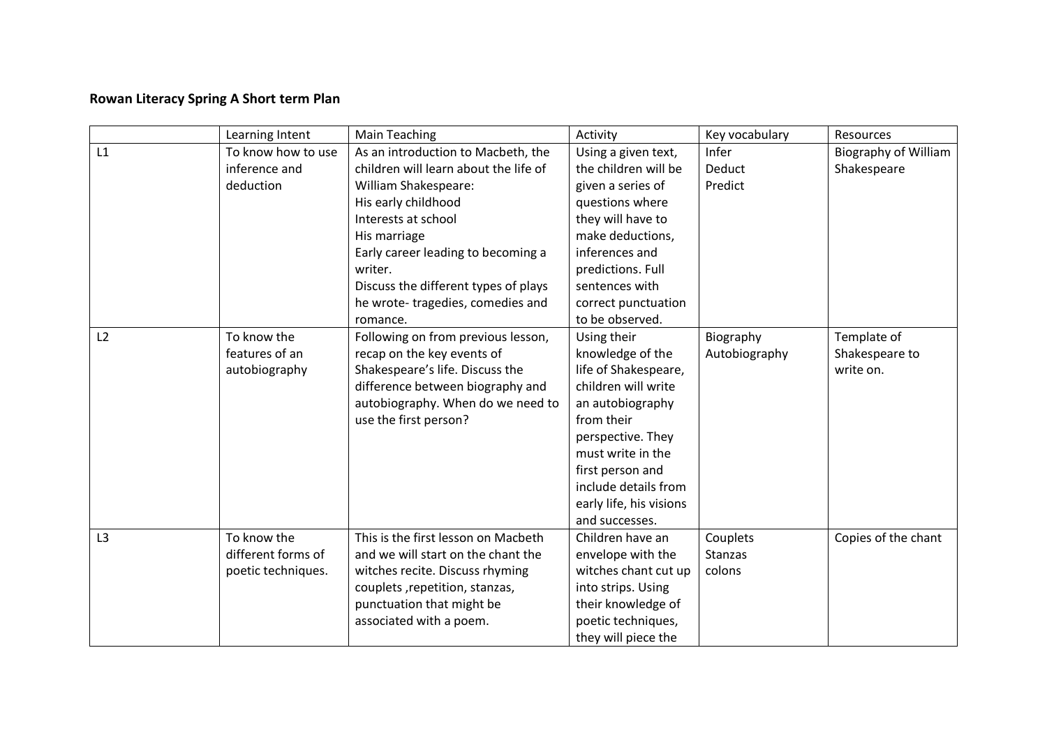**Rowan Literacy Spring A Short term Plan**

| | Learning Intent | Main Teaching | Activity | Key vocabulary | Resources |
|---|---|---|---|---|---|
| L1 | To know how to use inference and deduction | As an introduction to Macbeth, the children will learn about the life of William Shakespeare:<br>His early childhood<br>Interests at school<br>His marriage<br>Early career leading to becoming a writer.<br>Discuss the different types of plays he wrote- tragedies, comedies and romance. | Using a given text, the children will be given a series of questions where they will have to make deductions, inferences and predictions. Full sentences with correct punctuation to be observed. | Infer<br>Deduct<br>Predict | Biography of William Shakespeare |
| L2 | To know the features of an autobiography | Following on from previous lesson, recap on the key events of Shakespeare's life. Discuss the difference between biography and autobiography. When do we need to use the first person? | Using their knowledge of the life of Shakespeare, children will write an autobiography from their perspective. They must write in the first person and include details from early life, his visions and successes. | Biography<br>Autobiography | Template of Shakespeare to write on. |
| L3 | To know the different forms of poetic techniques. | This is the first lesson on Macbeth and we will start on the chant the witches recite. Discuss rhyming couplets ,repetition, stanzas, punctuation that might be associated with a poem. | Children have an envelope with the witches chant cut up into strips. Using their knowledge of poetic techniques, they will piece the | Couplets<br>Stanzas<br>colons | Copies of the chant |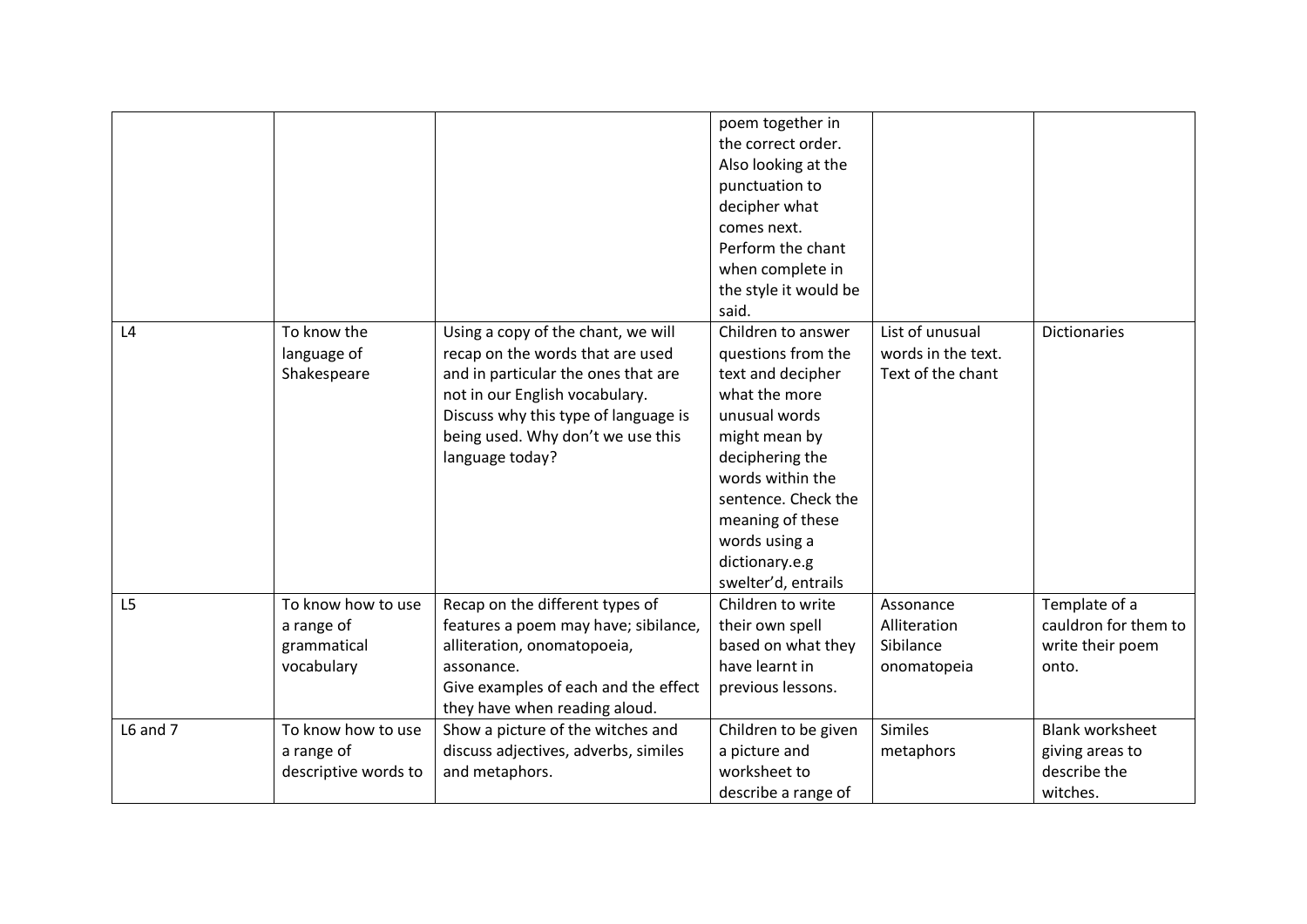| | | | poem together in the correct order. Also looking at the punctuation to decipher what comes next. Perform the chant when complete in the style it would be said. | | |
|---|---|---|---|---|---|
| L4 | To know the language of Shakespeare | Using a copy of the chant, we will recap on the words that are used and in particular the ones that are not in our English vocabulary. Discuss why this type of language is being used. Why don't we use this language today? | Children to answer questions from the text and decipher what the more unusual words might mean by deciphering the words within the sentence. Check the meaning of these words using a dictionary.e.g swelter'd, entrails | List of unusual words in the text. Text of the chant | Dictionaries |
| L5 | To know how to use a range of grammatical vocabulary | Recap on the different types of features a poem may have; sibilance, alliteration, onomatopoeia, assonance. Give examples of each and the effect they have when reading aloud. | Children to write their own spell based on what they have learnt in previous lessons. | Assonance Alliteration Sibilance onomatopeia | Template of a cauldron for them to write their poem onto. |
| L6 and 7 | To know how to use a range of descriptive words to | Show a picture of the witches and discuss adjectives, adverbs, similes and metaphors. | Children to be given a picture and worksheet to describe a range of | Similes metaphors | Blank worksheet giving areas to describe the witches. |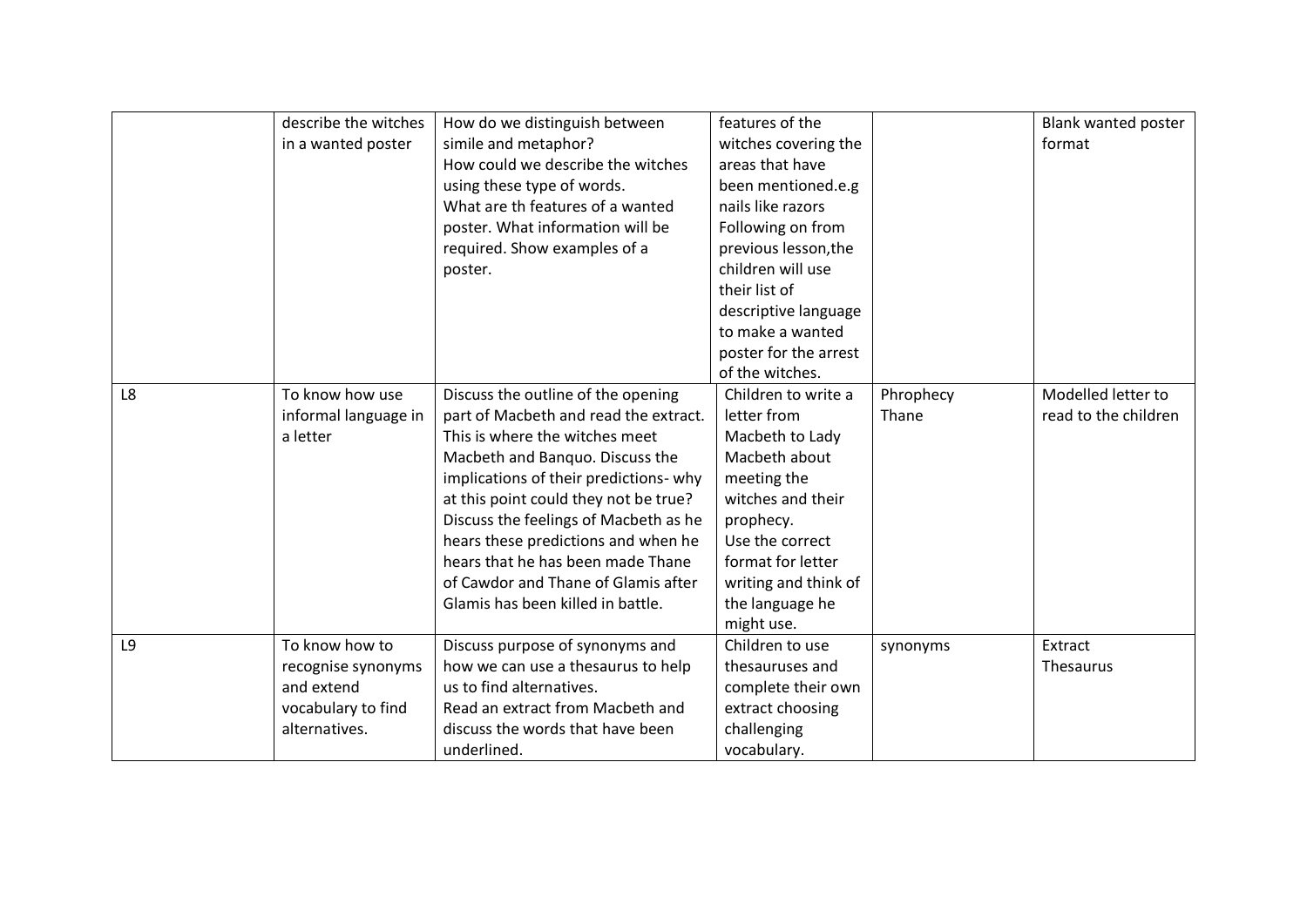| | | | | | |
|---|---|---|---|---|---|
| | describe the witches in a wanted poster | How do we distinguish between simile and metaphor? How could we describe the witches using these type of words. What are th features of a wanted poster. What information will be required. Show examples of a poster. | features of the witches covering the areas that have been mentioned.e.g nails like razors Following on from previous lesson,the children will use their list of descriptive language to make a wanted poster for the arrest of the witches. | | Blank wanted poster format |
| L8 | To know how use informal language in a letter | Discuss the outline of the opening part of Macbeth and read the extract. This is where the witches meet Macbeth and Banquo. Discuss the implications of their predictions- why at this point could they not be true? Discuss the feelings of Macbeth as he hears these predictions and when he hears that he has been made Thane of Cawdor and Thane of Glamis after Glamis has been killed in battle. | Children to write a letter from Macbeth to Lady Macbeth about meeting the witches and their prophecy. Use the correct format for letter writing and think of the language he might use. | Phrophecy Thane | Modelled letter to read to the children |
| L9 | To know how to recognise synonyms and extend vocabulary to find alternatives. | Discuss purpose of synonyms and how we can use a thesaurus to help us to find alternatives. Read an extract from Macbeth and discuss the words that have been underlined. | Children to use thesauruses and complete their own extract choosing challenging vocabulary. | synonyms | Extract Thesaurus |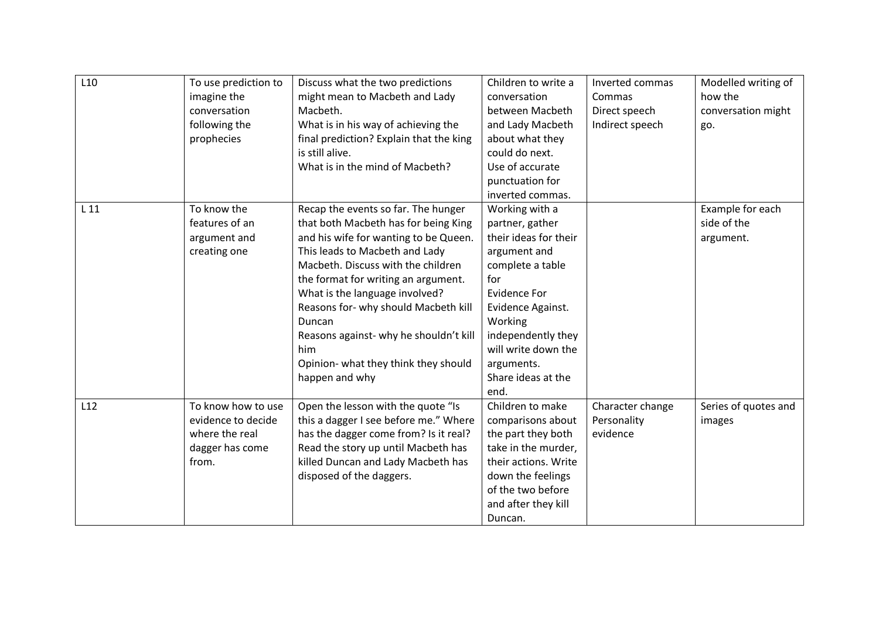| L10 | To use prediction to imagine the conversation following the prophecies | Discuss what the two predictions might mean to Macbeth and Lady Macbeth.<br>What is in his way of achieving the final prediction? Explain that the king is still alive.<br>What is in the mind of Macbeth? | Children to write a conversation between Macbeth and Lady Macbeth about what they could do next.<br>Use of accurate punctuation for inverted commas. | Inverted commas<br>Commas<br>Direct speech<br>Indirect speech | Modelled writing of how the conversation might go. |
|---|---|---|---|---|---|
| L 11 | To know the features of an argument and creating one | Recap the events so far. The hunger that both Macbeth has for being King and his wife for wanting to be Queen. This leads to Macbeth and Lady Macbeth. Discuss with the children the format for writing an argument. What is the language involved?<br>Reasons for- why should Macbeth kill Duncan<br>Reasons against- why he shouldn't kill him<br>Opinion- what they think they should happen and why | Working with a partner, gather their ideas for their argument and complete a table for<br>Evidence For<br>Evidence Against.<br>Working independently they will write down the arguments.<br>Share ideas at the end. | | Example for each side of the argument. |
| L12 | To know how to use evidence to decide where the real dagger has come from. | Open the lesson with the quote "Is this a dagger I see before me." Where has the dagger come from? Is it real? Read the story up until Macbeth has killed Duncan and Lady Macbeth has disposed of the daggers. | Children to make comparisons about the part they both take in the murder, their actions. Write down the feelings of the two before and after they kill Duncan. | Character change<br>Personality<br>evidence | Series of quotes and images |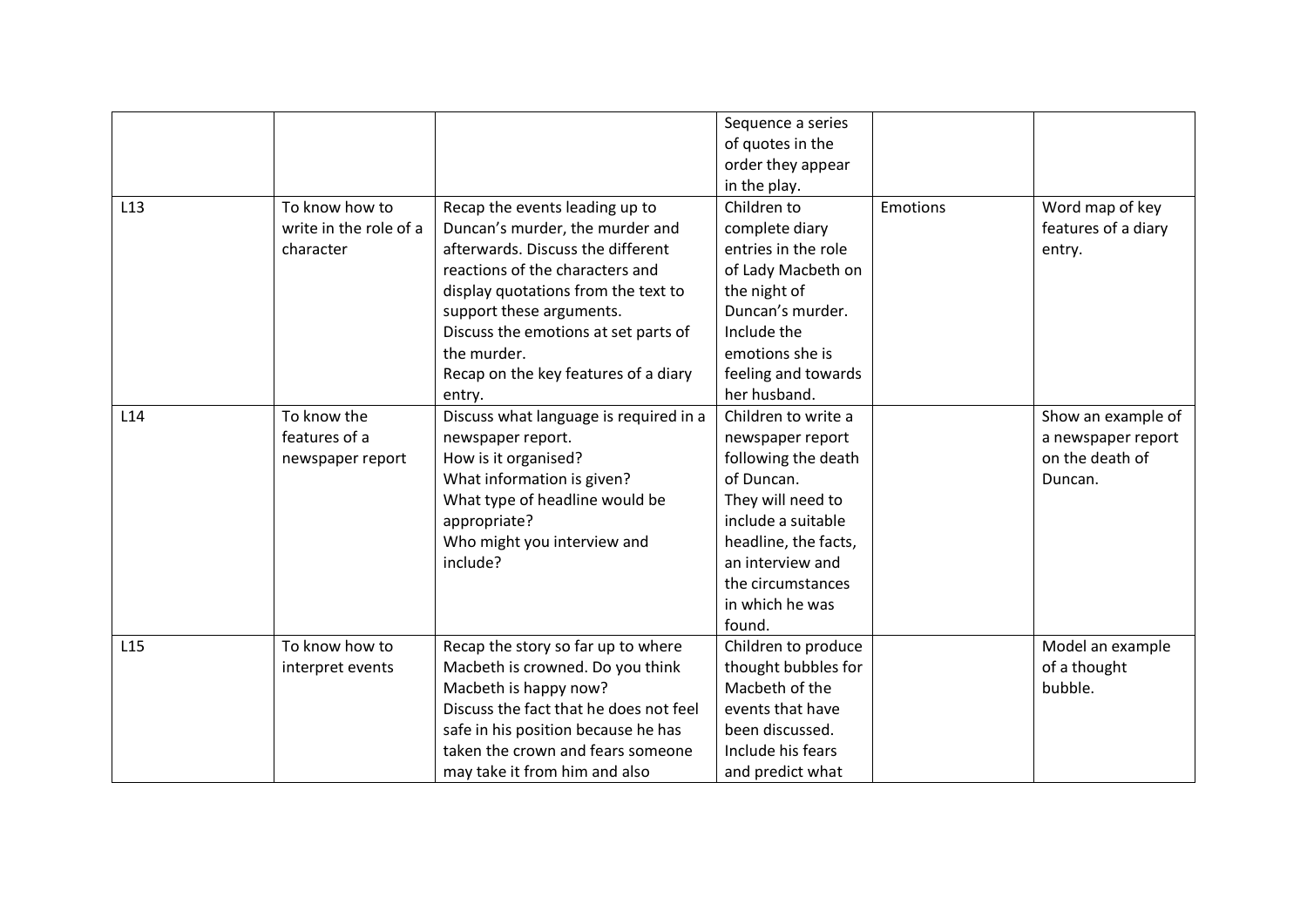| | | | | | |
|---|---|---|---|---|---|
| | | | Sequence a series of quotes in the order they appear in the play. | | |
| L13 | To know how to write in the role of a character | Recap the events leading up to Duncan's murder, the murder and afterwards. Discuss the different reactions of the characters and display quotations from the text to support these arguments. Discuss the emotions at set parts of the murder. Recap on the key features of a diary entry. | Children to complete diary entries in the role of Lady Macbeth on the night of Duncan's murder. Include the emotions she is feeling and towards her husband. | Emotions | Word map of key features of a diary entry. |
| L14 | To know the features of a newspaper report | Discuss what language is required in a newspaper report. How is it organised? What information is given? What type of headline would be appropriate? Who might you interview and include? | Children to write a newspaper report following the death of Duncan. They will need to include a suitable headline, the facts, an interview and the circumstances in which he was found. | | Show an example of a newspaper report on the death of Duncan. |
| L15 | To know how to interpret events | Recap the story so far up to where Macbeth is crowned. Do you think Macbeth is happy now? Discuss the fact that he does not feel safe in his position because he has taken the crown and fears someone may take it from him and also | Children to produce thought bubbles for Macbeth of the events that have been discussed. Include his fears and predict what | | Model an example of a thought bubble. |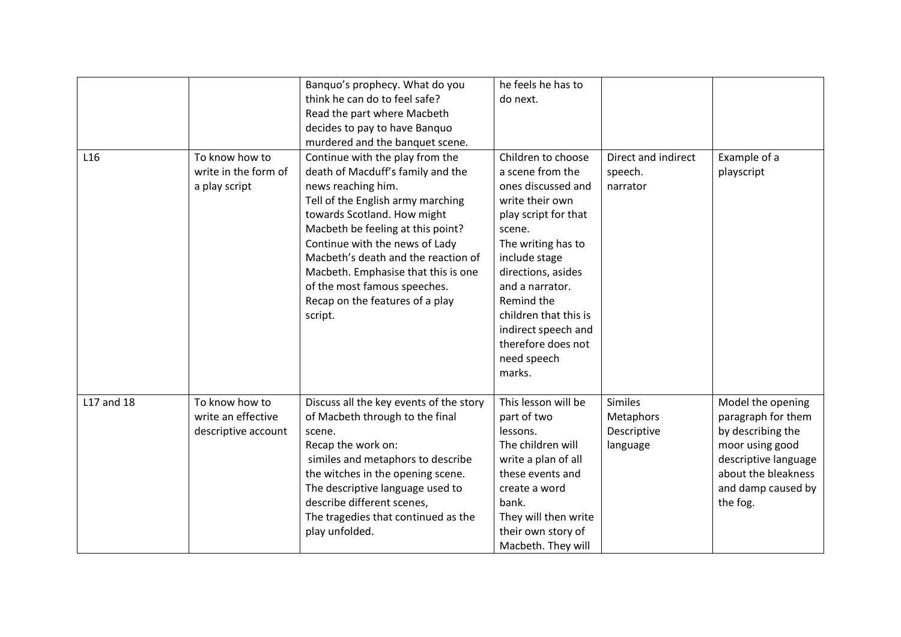| | | | | | |
|---|---|---|---|---|---|
| | | Banquo's prophecy. What do you think he can do to feel safe?<br>Read the part where Macbeth decides to pay to have Banquo murdered and the banquet scene. | he feels he has to do next. | | |
| L16 | To know how to write in the form of a play script | Continue with the play from the death of Macduff's family and the news reaching him.<br>Tell of the English army marching towards Scotland. How might Macbeth be feeling at this point?<br>Continue with the news of Lady Macbeth's death and the reaction of Macbeth. Emphasise that this is one of the most famous speeches.<br>Recap on the features of a play script. | Children to choose a scene from the ones discussed and write their own play script for that scene.<br>The writing has to include stage directions, asides and a narrator.<br>Remind the children that this is indirect speech and therefore does not need speech marks. | Direct and indirect speech.<br>narrator | Example of a playscript |
| L17 and 18 | To know how to write an effective descriptive account | Discuss all the key events of the story of Macbeth through to the final scene.<br>Recap the work on:<br>similes and metaphors to describe the witches in the opening scene.<br>The descriptive language used to describe different scenes,<br>The tragedies that continued as the play unfolded. | This lesson will be part of two lessons.<br>The children will write a plan of all these events and create a word bank.<br>They will then write their own story of Macbeth. They will | Similes<br>Metaphors<br>Descriptive language | Model the opening paragraph for them by describing the moor using good descriptive language about the bleakness and damp caused by the fog. |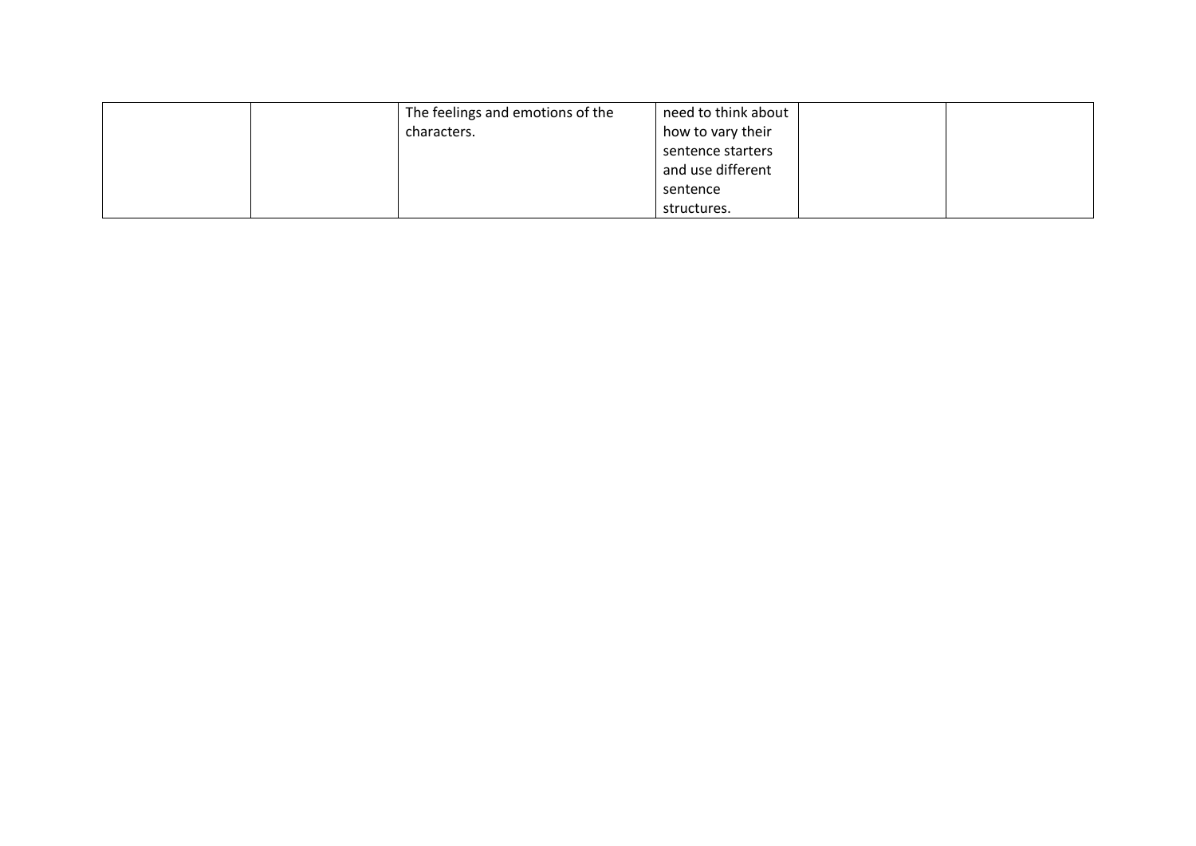| | | | | | |
|---|---|---|---|---|---|
| | | The feelings and emotions of the characters. | need to think about how to vary their sentence starters and use different sentence structures. | | |